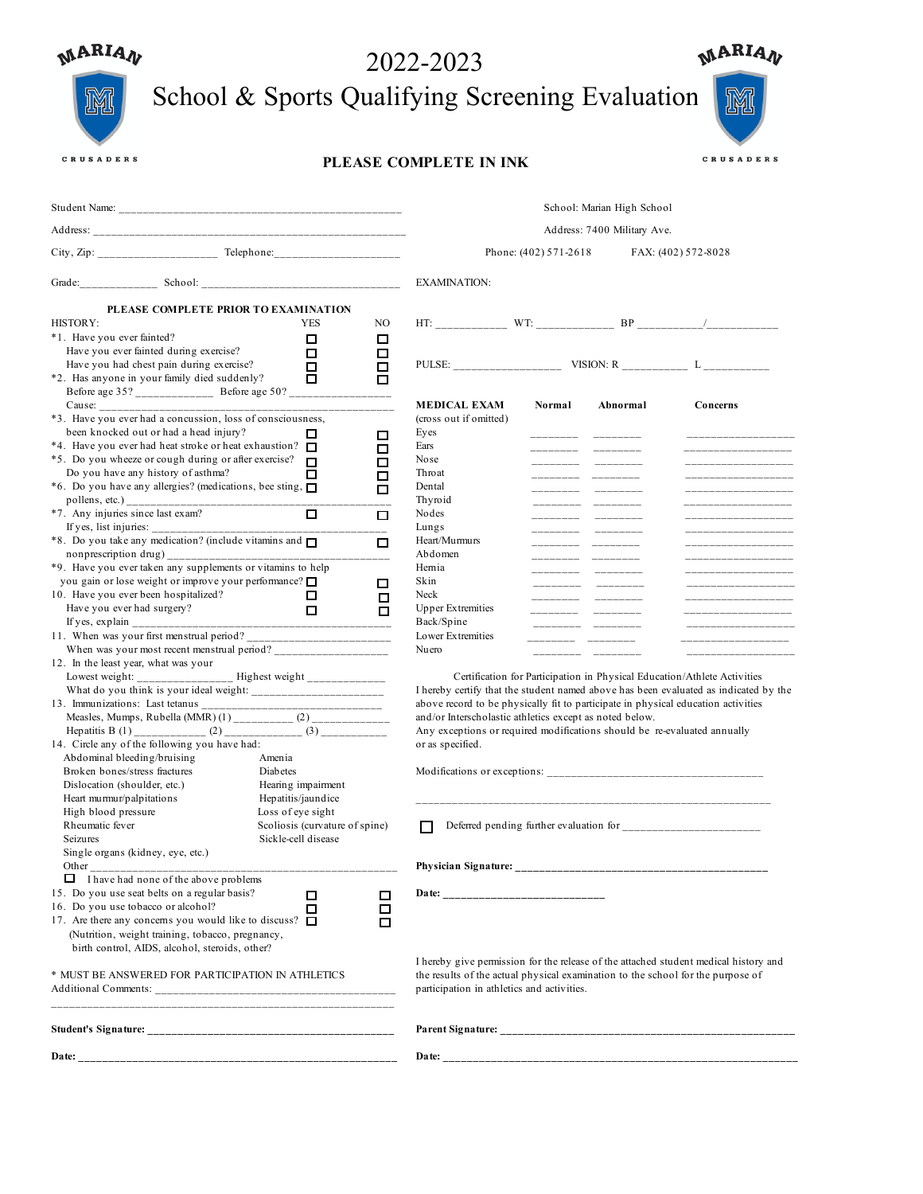MARIAN CRUSADERS

# 2022-2023
# School & Sports Qualifying Screening Evaluation

**PLEASE COMPLETE IN INK**

Student Name: ___________________________________________________

Address: ________________________________________________________

City, Zip: ____________________ Telephone:______________________

Grade:_____________ School: ___________________________________

School: Marian High School

Address: 7400 Military Ave.

Phone: (402) 571-2618 FAX: (402) 572-8028

**PLEASE COMPLETE PRIOR TO EXAMINATION**

| HISTORY: | YES | NO |
|---|---|---|
| *1. Have you ever fainted? | ☐ | ☐ |
| Have you ever fainted during exercise? | ☐ | ☐ |
| Have you had chest pain during exercise? | ☐ | ☐ |
| *2. Has anyone in your family died suddenly? | ☐ | ☐ |
| Before age 35? _____________ Before age 50? _________________ | | |
| Cause: ___________________________________________________ | | |
| *3. Have you ever had a concussion, loss of consciousness, been knocked out or had a head injury? | ☐ | ☐ |
| *4. Have you ever had heat stroke or heat exhaustion? | ☐ | ☐ |
| *5. Do you wheeze or cough during or after exercise? | ☐ | ☐ |
| Do you have any history of asthma? | ☐ | ☐ |
| *6. Do you have any allergies? (medications, bee sting, pollens, etc.) ___________________________ | ☐ | ☐ |
| *7. Any injuries since last exam? | ☐ | ☐ |
| If yes, list injuries: ___________________________ | | |
| *8. Do you take any medication? (include vitamins and nonprescription drug) ___________________________ | ☐ | ☐ |
| *9. Have you ever taken any supplements or vitamins to help you gain or lose weight or improve your performance? | ☐ | ☐ |
| 10. Have you ever been hospitalized? | ☐ | ☐ |
| Have you ever had surgery? | ☐ | ☐ |
| If yes, explain ___________________________ | | |

11. When was your first menstrual period? ________________________
    When was your most recent menstrual period? ___________________

12. In the least year, what was your
    Lowest weight: ________________ Highest weight _____________
    What do you think is your ideal weight: ______________________

13. Immunizations: Last tetanus ________________________________
    Measles, Mumps, Rubella (MMR) (1) __________ (2) _____________
    Hepatitis B (1) ____________ (2) _____________ (3) ___________

14. Circle any of the following you have had:

| | |
|---|---|
| Abdominal bleeding/bruising | Amenia |
| Broken bones/stress fractures | Diabetes |
| Dislocation (shoulder, etc.) | Hearing impairment |
| Heart murmur/palpitations | Hepatitis/jaundice |
| High blood pressure | Loss of eye sight |
| Rheumatic fever | Scoliosis (curvature of spine) |
| Seizures | Sickle-cell disease |
| Single organs (kidney, eye, etc.) | |

Other ____________________________________________________

☐ I have had none of the above problems

| | YES | NO |
|---|---|---|
| 15. Do you use seat belts on a regular basis? | ☐ | ☐ |
| 16. Do you use tobacco or alcohol? | ☐ | ☐ |
| 17. Are there any concerns you would like to discuss? (Nutrition, weight training, tobacco, pregnancy, birth control, AIDS, alcohol, steroids, other? | ☐ | ☐ |

\* MUST BE ANSWERED FOR PARTICIPATION IN ATHLETICS

Additional Comments: ___________________________________________
________________________________________________________________

**Student's Signature: ___________________________________________**

**Date: _________________________________________________________**

EXAMINATION:

HT: ____________ WT: _____________ BP ___________/___________

PULSE: __________________ VISION: R ___________ L ___________

| **MEDICAL EXAM** (cross out if omitted) | **Normal** | **Abnormal** | **Concerns** |
|---|---|---|---|
| Eyes | ________ | ________ | __________________ |
| Ears | ________ | ________ | __________________ |
| Nose | ________ | ________ | __________________ |
| Throat | ________ | ________ | __________________ |
| Dental | ________ | ________ | __________________ |
| Thyroid | ________ | ________ | __________________ |
| Nodes | ________ | ________ | __________________ |
| Lungs | ________ | ________ | __________________ |
| Heart/Murmurs | ________ | ________ | __________________ |
| Abdomen | ________ | ________ | __________________ |
| Hernia | ________ | ________ | __________________ |
| Skin | ________ | ________ | __________________ |
| Neck | ________ | ________ | __________________ |
| Upper Extremities | ________ | ________ | __________________ |
| Back/Spine | ________ | ________ | __________________ |
| Lower Extremities | ________ | ________ | __________________ |
| Nuero | ________ | ________ | __________________ |

Certification for Participation in Physical Education/Athlete Activities

I hereby certify that the student named above has been evaluated as indicated by the above record to be physically fit to participate in physical education activities and/or Interscholastic athletics except as noted below.
Any exceptions or required modifications should be re-evaluated annually or as specified.

Modifications or exceptions: ____________________________________
_______________________________________________________________

☐ Deferred pending further evaluation for _______________________

**Physician Signature: ____________________________________________**

**Date: ___________________________**

I hereby give permission for the release of the attached student medical history and the results of the actual physical examination to the school for the purpose of participation in athletics and activities.

**Parent Signature: ________________________________________________**

**Date: ___________________________________________________________**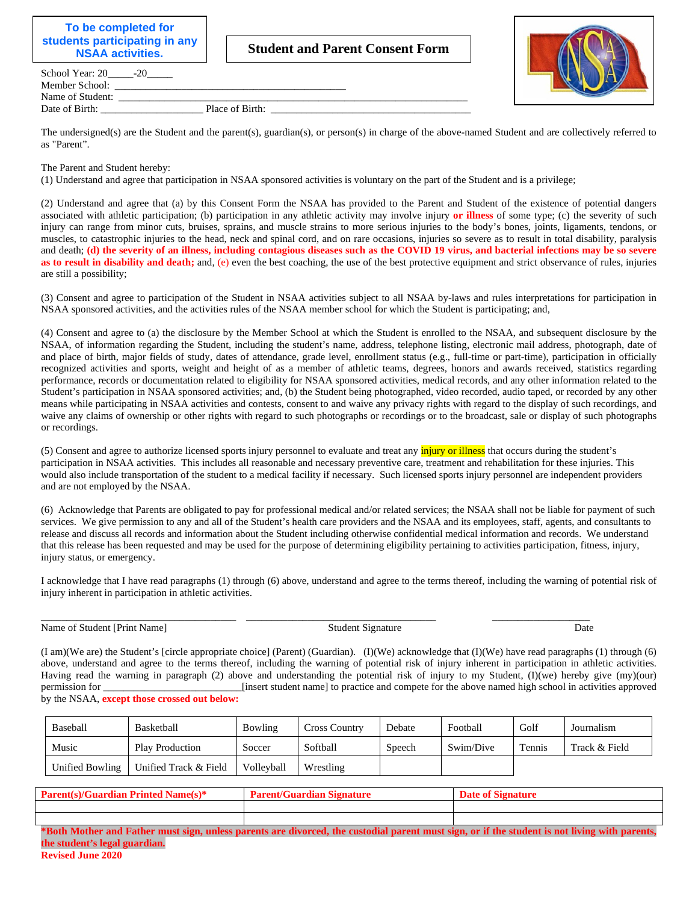**To be completed for students participating in any NSAA activities.**

# Student and Parent Consent Form

School Year: 20_____-20_____
Member School: ____________________________________________
Name of Student: ____________________________________________
Date of Birth: ____________________ Place of Birth: ________________________________________

The undersigned(s) are the Student and the parent(s), guardian(s), or person(s) in charge of the above-named Student and are collectively referred to as "Parent".

The Parent and Student hereby:
(1) Understand and agree that participation in NSAA sponsored activities is voluntary on the part of the Student and is a privilege;

(2) Understand and agree that (a) by this Consent Form the NSAA has provided to the Parent and Student of the existence of potential dangers associated with athletic participation; (b) participation in any athletic activity may involve injury **or illness** of some type; (c) the severity of such injury can range from minor cuts, bruises, sprains, and muscle strains to more serious injuries to the body's bones, joints, ligaments, tendons, or muscles, to catastrophic injuries to the head, neck and spinal cord, and on rare occasions, injuries so severe as to result in total disability, paralysis and death; **(d) the severity of an illness, including contagious diseases such as the COVID 19 virus, and bacterial infections may be so severe as to result in disability and death;** and, (e) even the best coaching, the use of the best protective equipment and strict observance of rules, injuries are still a possibility;

(3) Consent and agree to participation of the Student in NSAA activities subject to all NSAA by-laws and rules interpretations for participation in NSAA sponsored activities, and the activities rules of the NSAA member school for which the Student is participating; and,

(4) Consent and agree to (a) the disclosure by the Member School at which the Student is enrolled to the NSAA, and subsequent disclosure by the NSAA, of information regarding the Student, including the student's name, address, telephone listing, electronic mail address, photograph, date of and place of birth, major fields of study, dates of attendance, grade level, enrollment status (e.g., full-time or part-time), participation in officially recognized activities and sports, weight and height of as a member of athletic teams, degrees, honors and awards received, statistics regarding performance, records or documentation related to eligibility for NSAA sponsored activities, medical records, and any other information related to the Student's participation in NSAA sponsored activities; and, (b) the Student being photographed, video recorded, audio taped, or recorded by any other means while participating in NSAA activities and contests, consent to and waive any privacy rights with regard to the display of such recordings, and waive any claims of ownership or other rights with regard to such photographs or recordings or to the broadcast, sale or display of such photographs or recordings.

(5) Consent and agree to authorize licensed sports injury personnel to evaluate and treat any injury or illness that occurs during the student's participation in NSAA activities. This includes all reasonable and necessary preventive care, treatment and rehabilitation for these injuries. This would also include transportation of the student to a medical facility if necessary. Such licensed sports injury personnel are independent providers and are not employed by the NSAA.

(6) Acknowledge that Parents are obligated to pay for professional medical and/or related services; the NSAA shall not be liable for payment of such services. We give permission to any and all of the Student's health care providers and the NSAA and its employees, staff, agents, and consultants to release and discuss all records and information about the Student including otherwise confidential medical information and records. We understand that this release has been requested and may be used for the purpose of determining eligibility pertaining to activities participation, fitness, injury, injury status, or emergency.

I acknowledge that I have read paragraphs (1) through (6) above, understand and agree to the terms thereof, including the warning of potential risk of injury inherent in participation in athletic activities.

_____________________________________ _____________________________________ ___________________
Name of Student [Print Name] Student Signature Date

(I am)(We are) the Student's [circle appropriate choice] (Parent) (Guardian). (I)(We) acknowledge that (I)(We) have read paragraphs (1) through (6) above, understand and agree to the terms thereof, including the warning of potential risk of injury inherent in participation in athletic activities. Having read the warning in paragraph (2) above and understanding the potential risk of injury to my Student, (I)(we) hereby give (my)(our) permission for __________________________[insert student name] to practice and compete for the above named high school in activities approved by the NSAA, **except those crossed out below:**

| | | | | | | | |
|---|---|---|---|---|---|---|---|
| Baseball | Basketball | Bowling | Cross Country | Debate | Football | Golf | Journalism |
| Music | Play Production | Soccer | Softball | Speech | Swim/Dive | Tennis | Track & Field |
| Unified Bowling | Unified Track & Field | Volleyball | Wrestling | | | | |

| Parent(s)/Guardian Printed Name(s)* | Parent/Guardian Signature | Date of Signature |
|---|---|---|
| | | |
| | | |

**\*Both Mother and Father must sign, unless parents are divorced, the custodial parent must sign, or if the student is not living with parents, the student's legal guardian.**
**Revised June 2020**